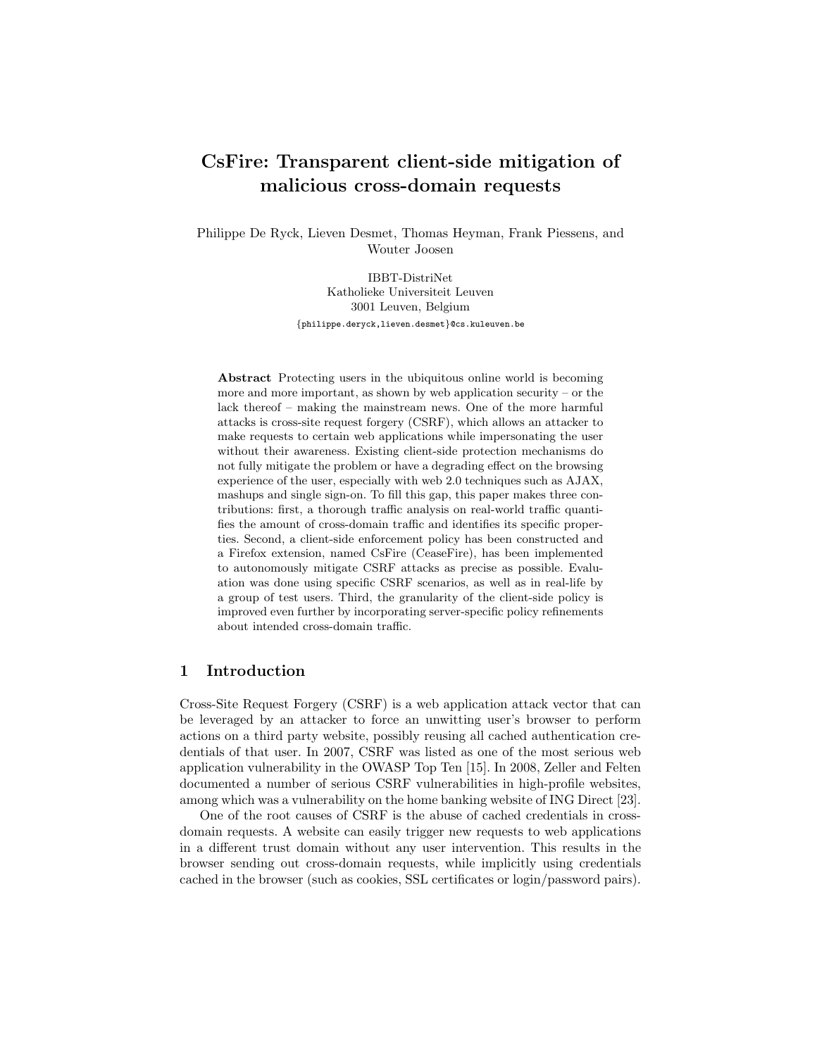# CsFire: Transparent client-side mitigation of malicious cross-domain requests

Philippe De Ryck, Lieven Desmet, Thomas Heyman, Frank Piessens, and Wouter Joosen

IBBT-DistriNet
Katholieke Universiteit Leuven
3001 Leuven, Belgium
{philippe.deryck,lieven.desmet}@cs.kuleuven.be

**Abstract** Protecting users in the ubiquitous online world is becoming more and more important, as shown by web application security – or the lack thereof – making the mainstream news. One of the more harmful attacks is cross-site request forgery (CSRF), which allows an attacker to make requests to certain web applications while impersonating the user without their awareness. Existing client-side protection mechanisms do not fully mitigate the problem or have a degrading effect on the browsing experience of the user, especially with web 2.0 techniques such as AJAX, mashups and single sign-on. To fill this gap, this paper makes three contributions: first, a thorough traffic analysis on real-world traffic quantifies the amount of cross-domain traffic and identifies its specific properties. Second, a client-side enforcement policy has been constructed and a Firefox extension, named CsFire (CeaseFire), has been implemented to autonomously mitigate CSRF attacks as precise as possible. Evaluation was done using specific CSRF scenarios, as well as in real-life by a group of test users. Third, the granularity of the client-side policy is improved even further by incorporating server-specific policy refinements about intended cross-domain traffic.

## 1 Introduction

Cross-Site Request Forgery (CSRF) is a web application attack vector that can be leveraged by an attacker to force an unwitting user's browser to perform actions on a third party website, possibly reusing all cached authentication credentials of that user. In 2007, CSRF was listed as one of the most serious web application vulnerability in the OWASP Top Ten [15]. In 2008, Zeller and Felten documented a number of serious CSRF vulnerabilities in high-profile websites, among which was a vulnerability on the home banking website of ING Direct [23].

One of the root causes of CSRF is the abuse of cached credentials in cross-domain requests. A website can easily trigger new requests to web applications in a different trust domain without any user intervention. This results in the browser sending out cross-domain requests, while implicitly using credentials cached in the browser (such as cookies, SSL certificates or login/password pairs).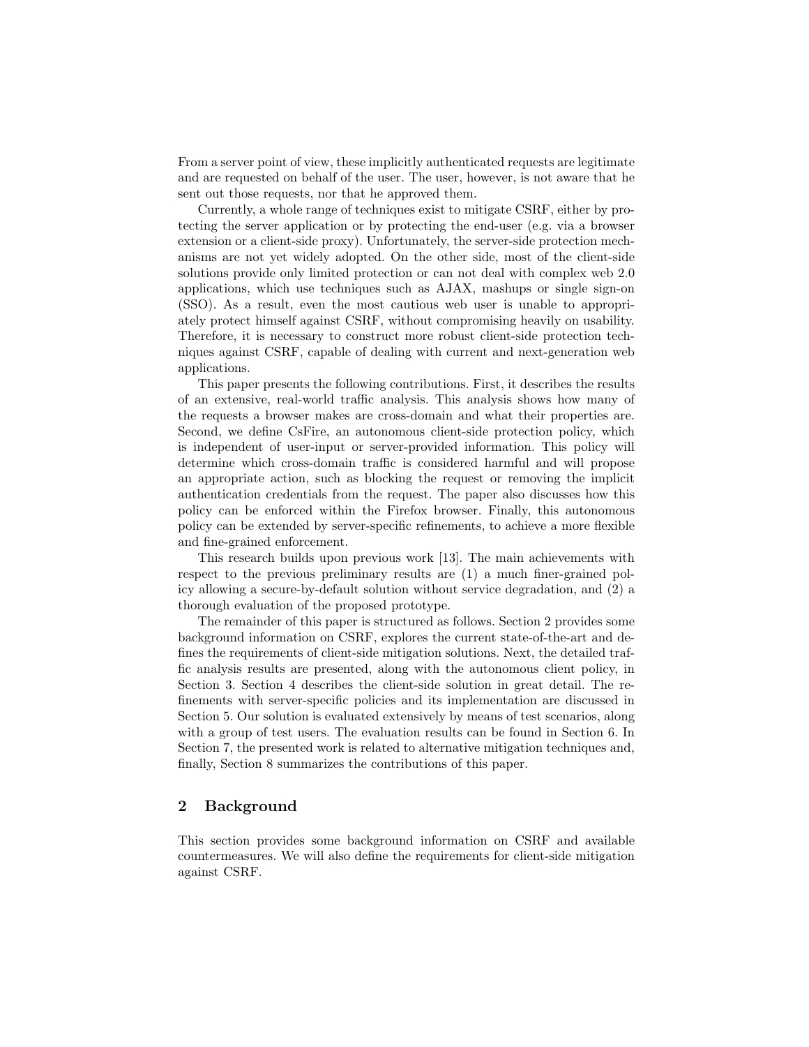From a server point of view, these implicitly authenticated requests are legitimate and are requested on behalf of the user. The user, however, is not aware that he sent out those requests, nor that he approved them.

Currently, a whole range of techniques exist to mitigate CSRF, either by protecting the server application or by protecting the end-user (e.g. via a browser extension or a client-side proxy). Unfortunately, the server-side protection mechanisms are not yet widely adopted. On the other side, most of the client-side solutions provide only limited protection or can not deal with complex web 2.0 applications, which use techniques such as AJAX, mashups or single sign-on (SSO). As a result, even the most cautious web user is unable to appropriately protect himself against CSRF, without compromising heavily on usability. Therefore, it is necessary to construct more robust client-side protection techniques against CSRF, capable of dealing with current and next-generation web applications.

This paper presents the following contributions. First, it describes the results of an extensive, real-world traffic analysis. This analysis shows how many of the requests a browser makes are cross-domain and what their properties are. Second, we define CsFire, an autonomous client-side protection policy, which is independent of user-input or server-provided information. This policy will determine which cross-domain traffic is considered harmful and will propose an appropriate action, such as blocking the request or removing the implicit authentication credentials from the request. The paper also discusses how this policy can be enforced within the Firefox browser. Finally, this autonomous policy can be extended by server-specific refinements, to achieve a more flexible and fine-grained enforcement.

This research builds upon previous work [13]. The main achievements with respect to the previous preliminary results are (1) a much finer-grained policy allowing a secure-by-default solution without service degradation, and (2) a thorough evaluation of the proposed prototype.

The remainder of this paper is structured as follows. Section 2 provides some background information on CSRF, explores the current state-of-the-art and defines the requirements of client-side mitigation solutions. Next, the detailed traffic analysis results are presented, along with the autonomous client policy, in Section 3. Section 4 describes the client-side solution in great detail. The refinements with server-specific policies and its implementation are discussed in Section 5. Our solution is evaluated extensively by means of test scenarios, along with a group of test users. The evaluation results can be found in Section 6. In Section 7, the presented work is related to alternative mitigation techniques and, finally, Section 8 summarizes the contributions of this paper.

## 2 Background

This section provides some background information on CSRF and available countermeasures. We will also define the requirements for client-side mitigation against CSRF.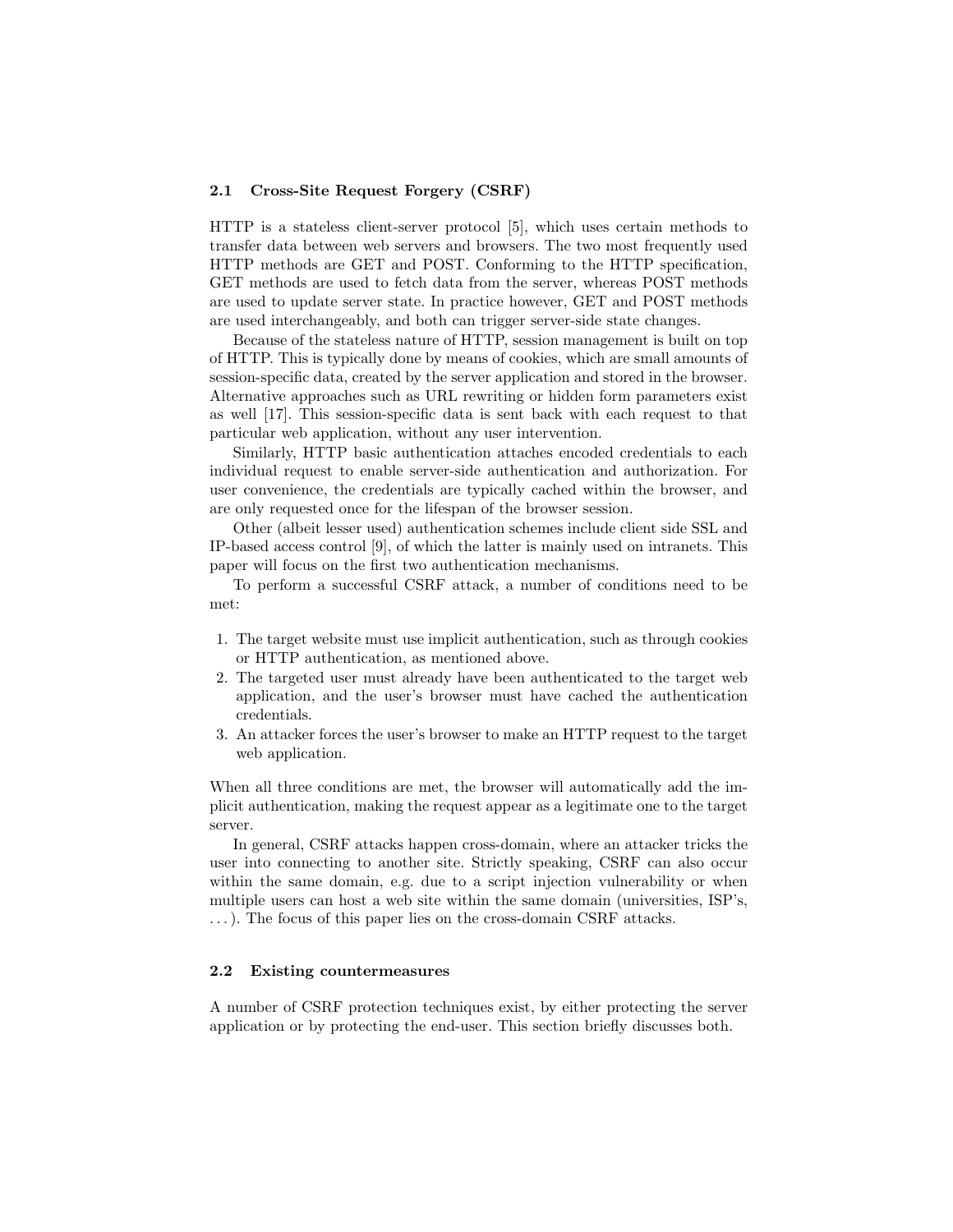### 2.1 Cross-Site Request Forgery (CSRF)

HTTP is a stateless client-server protocol [5], which uses certain methods to transfer data between web servers and browsers. The two most frequently used HTTP methods are GET and POST. Conforming to the HTTP specification, GET methods are used to fetch data from the server, whereas POST methods are used to update server state. In practice however, GET and POST methods are used interchangeably, and both can trigger server-side state changes.

Because of the stateless nature of HTTP, session management is built on top of HTTP. This is typically done by means of cookies, which are small amounts of session-specific data, created by the server application and stored in the browser. Alternative approaches such as URL rewriting or hidden form parameters exist as well [17]. This session-specific data is sent back with each request to that particular web application, without any user intervention.

Similarly, HTTP basic authentication attaches encoded credentials to each individual request to enable server-side authentication and authorization. For user convenience, the credentials are typically cached within the browser, and are only requested once for the lifespan of the browser session.

Other (albeit lesser used) authentication schemes include client side SSL and IP-based access control [9], of which the latter is mainly used on intranets. This paper will focus on the first two authentication mechanisms.

To perform a successful CSRF attack, a number of conditions need to be met:

1. The target website must use implicit authentication, such as through cookies or HTTP authentication, as mentioned above.
2. The targeted user must already have been authenticated to the target web application, and the user's browser must have cached the authentication credentials.
3. An attacker forces the user's browser to make an HTTP request to the target web application.

When all three conditions are met, the browser will automatically add the implicit authentication, making the request appear as a legitimate one to the target server.

In general, CSRF attacks happen cross-domain, where an attacker tricks the user into connecting to another site. Strictly speaking, CSRF can also occur within the same domain, e.g. due to a script injection vulnerability or when multiple users can host a web site within the same domain (universities, ISP's, ...). The focus of this paper lies on the cross-domain CSRF attacks.

### 2.2 Existing countermeasures

A number of CSRF protection techniques exist, by either protecting the server application or by protecting the end-user. This section briefly discusses both.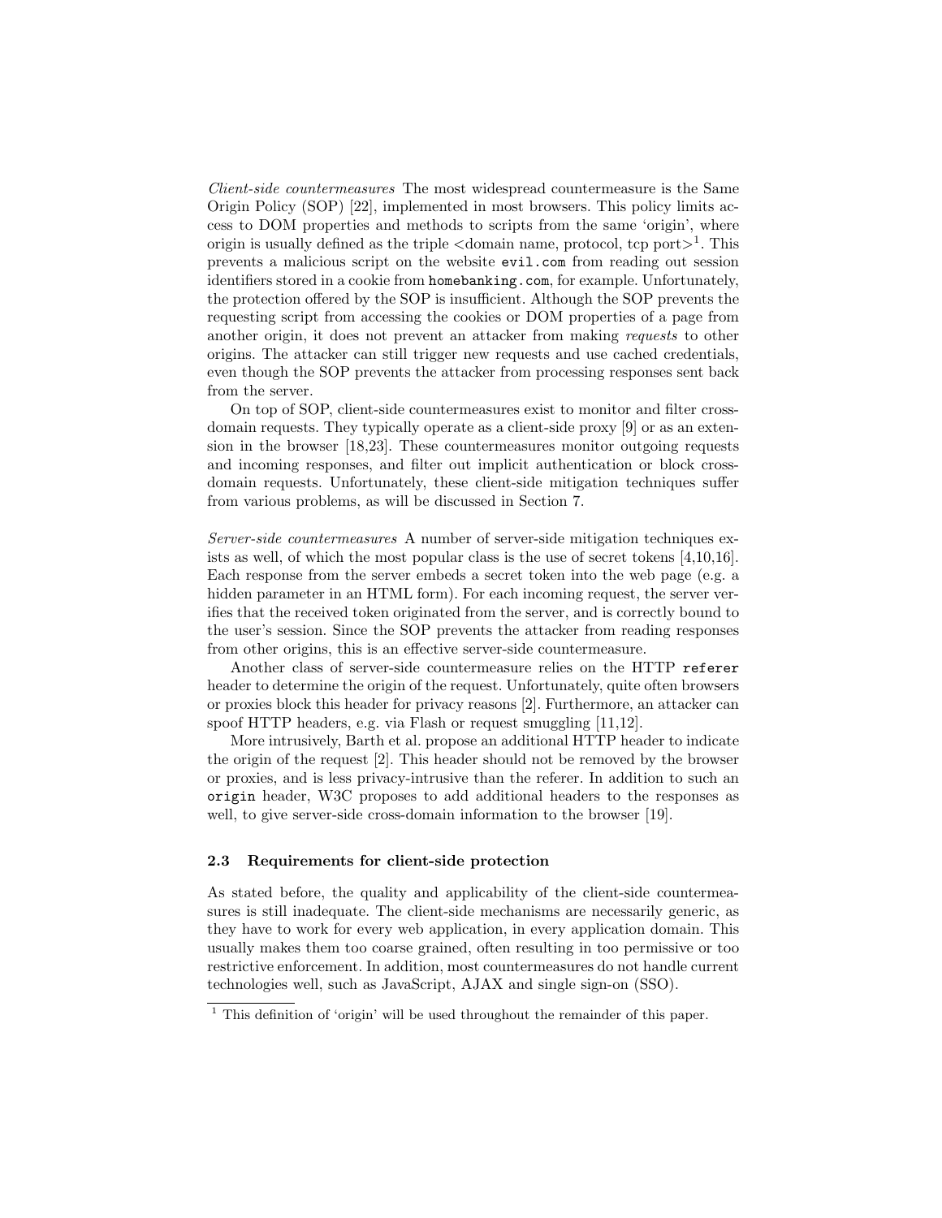*Client-side countermeasures* The most widespread countermeasure is the Same Origin Policy (SOP) [22], implemented in most browsers. This policy limits access to DOM properties and methods to scripts from the same 'origin', where origin is usually defined as the triple <domain name, protocol, tcp port>[1]. This prevents a malicious script on the website `evil.com` from reading out session identifiers stored in a cookie from `homebanking.com`, for example. Unfortunately, the protection offered by the SOP is insufficient. Although the SOP prevents the requesting script from accessing the cookies or DOM properties of a page from another origin, it does not prevent an attacker from making *requests* to other origins. The attacker can still trigger new requests and use cached credentials, even though the SOP prevents the attacker from processing responses sent back from the server.

On top of SOP, client-side countermeasures exist to monitor and filter cross-domain requests. They typically operate as a client-side proxy [9] or as an extension in the browser [18,23]. These countermeasures monitor outgoing requests and incoming responses, and filter out implicit authentication or block cross-domain requests. Unfortunately, these client-side mitigation techniques suffer from various problems, as will be discussed in Section 7.

*Server-side countermeasures* A number of server-side mitigation techniques exists as well, of which the most popular class is the use of secret tokens [4,10,16]. Each response from the server embeds a secret token into the web page (e.g. a hidden parameter in an HTML form). For each incoming request, the server verifies that the received token originated from the server, and is correctly bound to the user's session. Since the SOP prevents the attacker from reading responses from other origins, this is an effective server-side countermeasure.

Another class of server-side countermeasure relies on the HTTP `referer` header to determine the origin of the request. Unfortunately, quite often browsers or proxies block this header for privacy reasons [2]. Furthermore, an attacker can spoof HTTP headers, e.g. via Flash or request smuggling [11,12].

More intrusively, Barth et al. propose an additional HTTP header to indicate the origin of the request [2]. This header should not be removed by the browser or proxies, and is less privacy-intrusive than the referer. In addition to such an `origin` header, W3C proposes to add additional headers to the responses as well, to give server-side cross-domain information to the browser [19].

### 2.3 Requirements for client-side protection

As stated before, the quality and applicability of the client-side countermeasures is still inadequate. The client-side mechanisms are necessarily generic, as they have to work for every web application, in every application domain. This usually makes them too coarse grained, often resulting in too permissive or too restrictive enforcement. In addition, most countermeasures do not handle current technologies well, such as JavaScript, AJAX and single sign-on (SSO).

[1] This definition of 'origin' will be used throughout the remainder of this paper.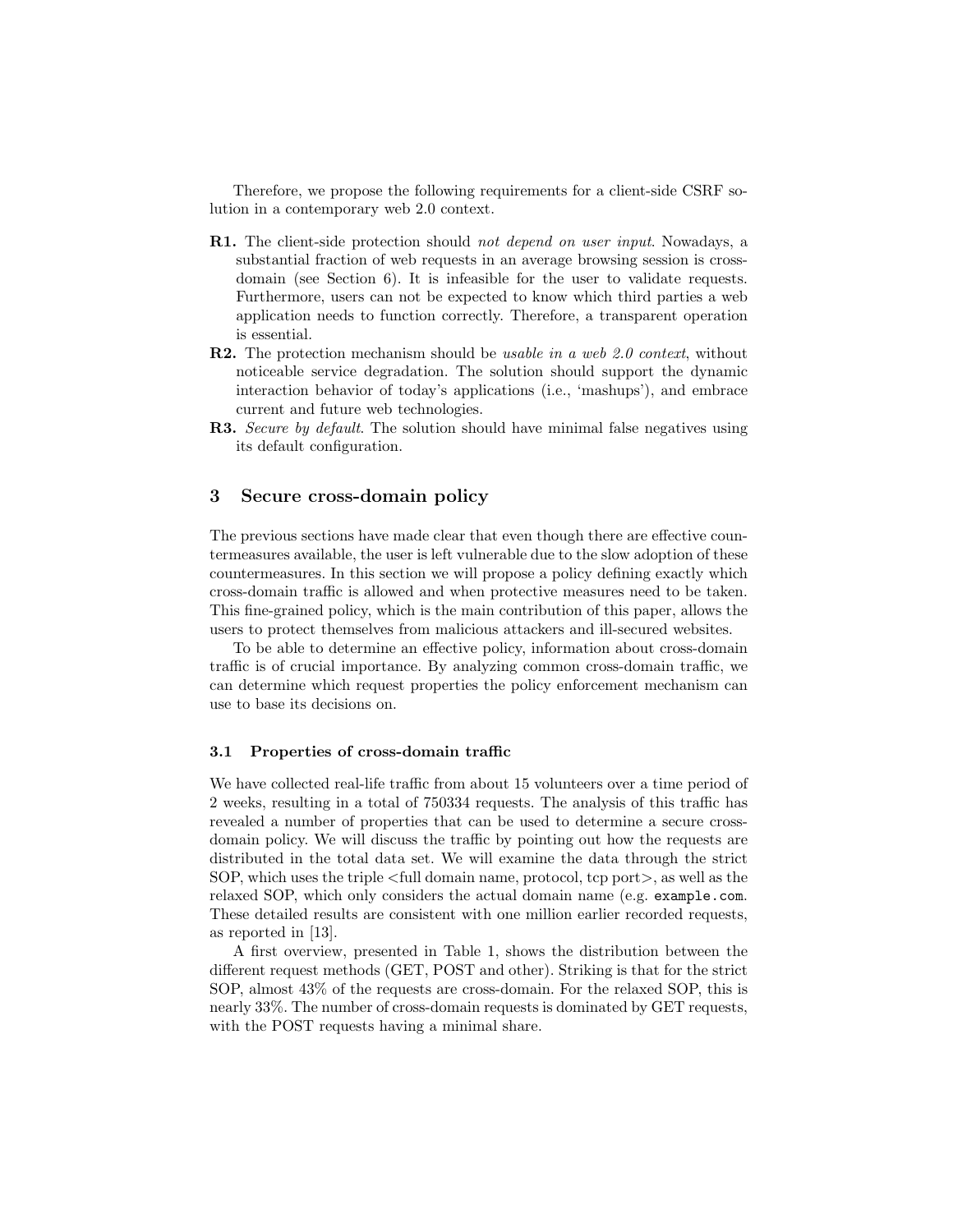Therefore, we propose the following requirements for a client-side CSRF solution in a contemporary web 2.0 context.

**R1.** The client-side protection should *not depend on user input*. Nowadays, a substantial fraction of web requests in an average browsing session is cross-domain (see Section 6). It is infeasible for the user to validate requests. Furthermore, users can not be expected to know which third parties a web application needs to function correctly. Therefore, a transparent operation is essential.

**R2.** The protection mechanism should be *usable in a web 2.0 context*, without noticeable service degradation. The solution should support the dynamic interaction behavior of today's applications (i.e., 'mashups'), and embrace current and future web technologies.

**R3.** *Secure by default*. The solution should have minimal false negatives using its default configuration.

## 3 Secure cross-domain policy

The previous sections have made clear that even though there are effective countermeasures available, the user is left vulnerable due to the slow adoption of these countermeasures. In this section we will propose a policy defining exactly which cross-domain traffic is allowed and when protective measures need to be taken. This fine-grained policy, which is the main contribution of this paper, allows the users to protect themselves from malicious attackers and ill-secured websites.

To be able to determine an effective policy, information about cross-domain traffic is of crucial importance. By analyzing common cross-domain traffic, we can determine which request properties the policy enforcement mechanism can use to base its decisions on.

### 3.1 Properties of cross-domain traffic

We have collected real-life traffic from about 15 volunteers over a time period of 2 weeks, resulting in a total of 750334 requests. The analysis of this traffic has revealed a number of properties that can be used to determine a secure cross-domain policy. We will discuss the traffic by pointing out how the requests are distributed in the total data set. We will examine the data through the strict SOP, which uses the triple <full domain name, protocol, tcp port>, as well as the relaxed SOP, which only considers the actual domain name (e.g. `example.com`. These detailed results are consistent with one million earlier recorded requests, as reported in [13].

A first overview, presented in Table 1, shows the distribution between the different request methods (GET, POST and other). Striking is that for the strict SOP, almost 43% of the requests are cross-domain. For the relaxed SOP, this is nearly 33%. The number of cross-domain requests is dominated by GET requests, with the POST requests having a minimal share.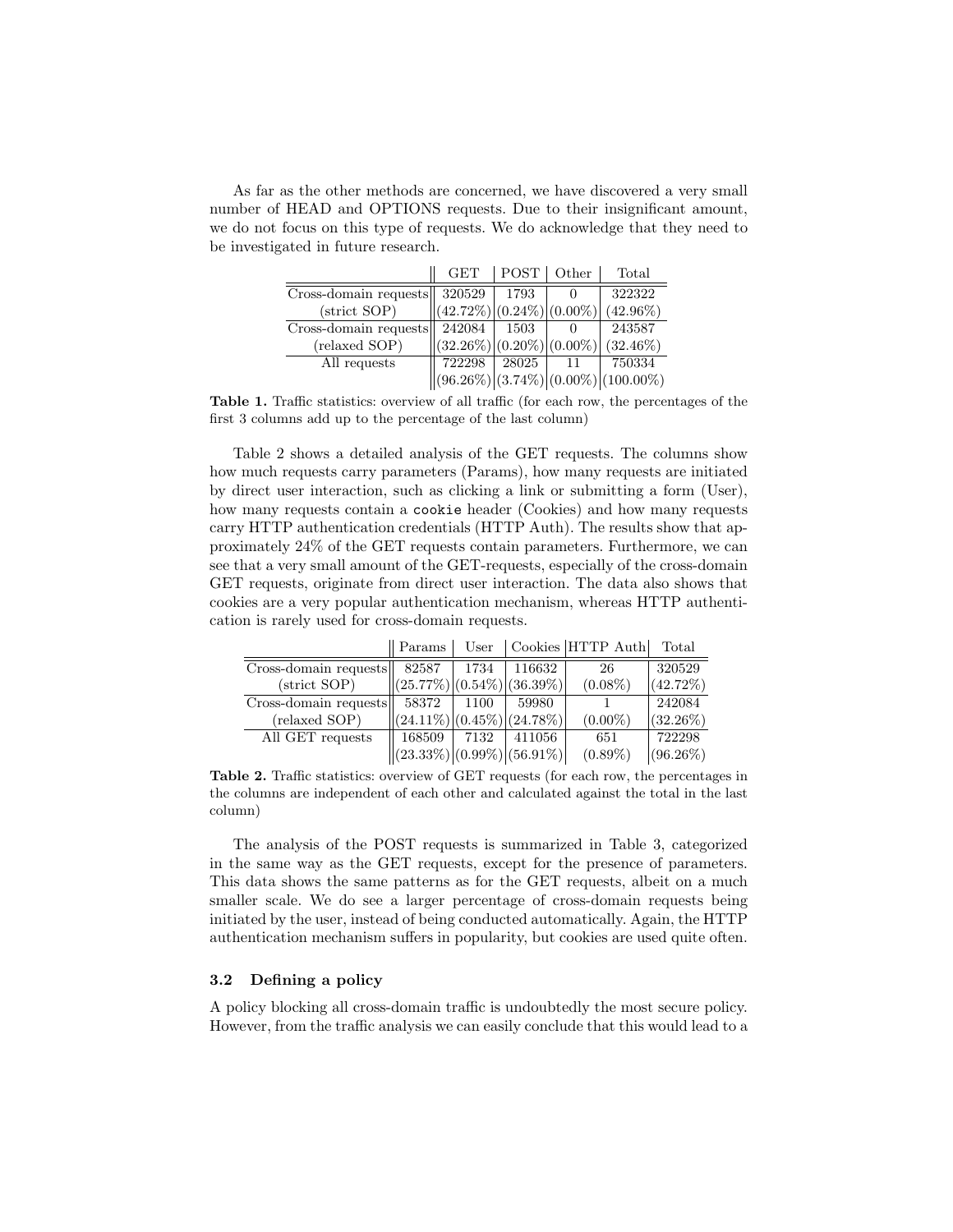As far as the other methods are concerned, we have discovered a very small number of HEAD and OPTIONS requests. Due to their insignificant amount, we do not focus on this type of requests. We do acknowledge that they need to be investigated in future research.

| | GET | POST | Other | Total |
|---|---|---|---|---|
| Cross-domain requests | 320529 | 1793 | 0 | 322322 |
| (strict SOP) | (42.72%) | (0.24%) | (0.00%) | (42.96%) |
| Cross-domain requests | 242084 | 1503 | 0 | 243587 |
| (relaxed SOP) | (32.26%) | (0.20%) | (0.00%) | (32.46%) |
| All requests | 722298 | 28025 | 11 | 750334 |
| | (96.26%) | (3.74%) | (0.00%) | (100.00%) |

**Table 1.** Traffic statistics: overview of all traffic (for each row, the percentages of the first 3 columns add up to the percentage of the last column)

Table 2 shows a detailed analysis of the GET requests. The columns show how much requests carry parameters (Params), how many requests are initiated by direct user interaction, such as clicking a link or submitting a form (User), how many requests contain a `cookie` header (Cookies) and how many requests carry HTTP authentication credentials (HTTP Auth). The results show that approximately 24% of the GET requests contain parameters. Furthermore, we can see that a very small amount of the GET-requests, especially of the cross-domain GET requests, originate from direct user interaction. The data also shows that cookies are a very popular authentication mechanism, whereas HTTP authentication is rarely used for cross-domain requests.

| | Params | User | Cookies | HTTP Auth | Total |
|---|---|---|---|---|---|
| Cross-domain requests | 82587 | 1734 | 116632 | 26 | 320529 |
| (strict SOP) | (25.77%) | (0.54%) | (36.39%) | (0.08%) | (42.72%) |
| Cross-domain requests | 58372 | 1100 | 59980 | 1 | 242084 |
| (relaxed SOP) | (24.11%) | (0.45%) | (24.78%) | (0.00%) | (32.26%) |
| All GET requests | 168509 | 7132 | 411056 | 651 | 722298 |
| | (23.33%) | (0.99%) | (56.91%) | (0.89%) | (96.26%) |

**Table 2.** Traffic statistics: overview of GET requests (for each row, the percentages in the columns are independent of each other and calculated against the total in the last column)

The analysis of the POST requests is summarized in Table 3, categorized in the same way as the GET requests, except for the presence of parameters. This data shows the same patterns as for the GET requests, albeit on a much smaller scale. We do see a larger percentage of cross-domain requests being initiated by the user, instead of being conducted automatically. Again, the HTTP authentication mechanism suffers in popularity, but cookies are used quite often.

### 3.2 Defining a policy

A policy blocking all cross-domain traffic is undoubtedly the most secure policy. However, from the traffic analysis we can easily conclude that this would lead to a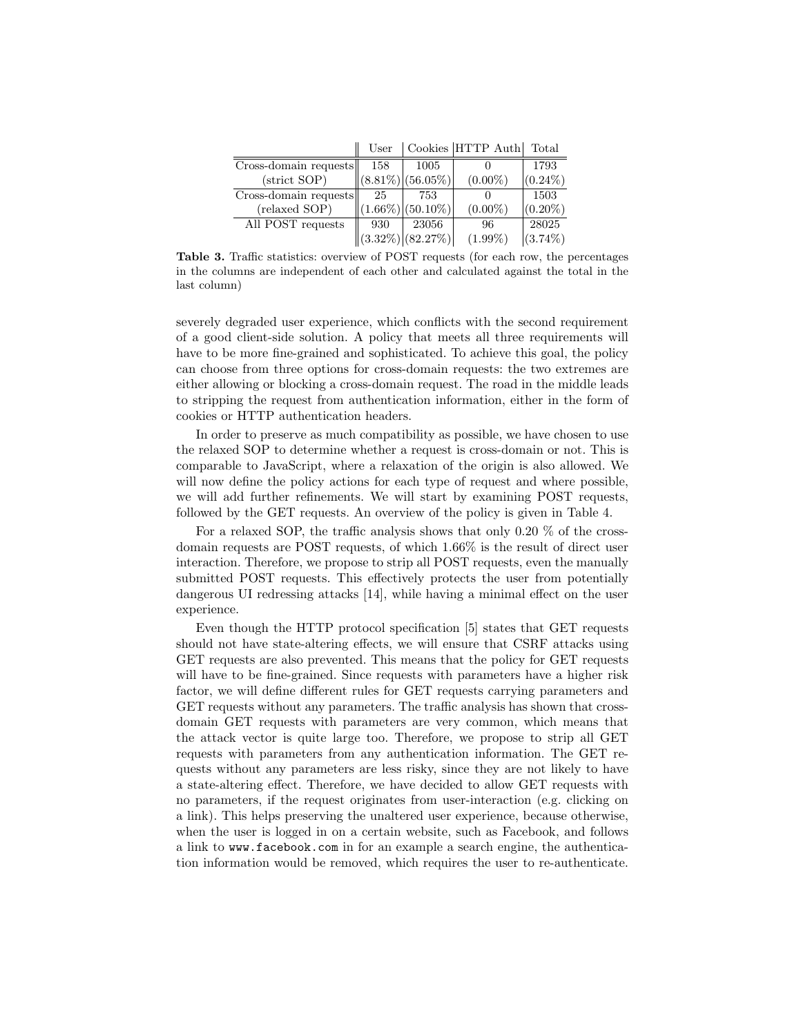| | User | Cookies | HTTP Auth | Total |
|---|---|---|---|---|
| Cross-domain requests (strict SOP) | 158 (8.81%) | 1005 (56.05%) | 0 (0.00%) | 1793 (0.24%) |
| Cross-domain requests (relaxed SOP) | 25 (1.66%) | 753 (50.10%) | 0 (0.00%) | 1503 (0.20%) |
| All POST requests | 930 (3.32%) | 23056 (82.27%) | 96 (1.99%) | 28025 (3.74%) |

**Table 3.** Traffic statistics: overview of POST requests (for each row, the percentages in the columns are independent of each other and calculated against the total in the last column)

severely degraded user experience, which conflicts with the second requirement of a good client-side solution. A policy that meets all three requirements will have to be more fine-grained and sophisticated. To achieve this goal, the policy can choose from three options for cross-domain requests: the two extremes are either allowing or blocking a cross-domain request. The road in the middle leads to stripping the request from authentication information, either in the form of cookies or HTTP authentication headers.

In order to preserve as much compatibility as possible, we have chosen to use the relaxed SOP to determine whether a request is cross-domain or not. This is comparable to JavaScript, where a relaxation of the origin is also allowed. We will now define the policy actions for each type of request and where possible, we will add further refinements. We will start by examining POST requests, followed by the GET requests. An overview of the policy is given in Table 4.

For a relaxed SOP, the traffic analysis shows that only 0.20 % of the cross-domain requests are POST requests, of which 1.66% is the result of direct user interaction. Therefore, we propose to strip all POST requests, even the manually submitted POST requests. This effectively protects the user from potentially dangerous UI redressing attacks [14], while having a minimal effect on the user experience.

Even though the HTTP protocol specification [5] states that GET requests should not have state-altering effects, we will ensure that CSRF attacks using GET requests are also prevented. This means that the policy for GET requests will have to be fine-grained. Since requests with parameters have a higher risk factor, we will define different rules for GET requests carrying parameters and GET requests without any parameters. The traffic analysis has shown that cross-domain GET requests with parameters are very common, which means that the attack vector is quite large too. Therefore, we propose to strip all GET requests with parameters from any authentication information. The GET requests without any parameters are less risky, since they are not likely to have a state-altering effect. Therefore, we have decided to allow GET requests with no parameters, if the request originates from user-interaction (e.g. clicking on a link). This helps preserving the unaltered user experience, because otherwise, when the user is logged in on a certain website, such as Facebook, and follows a link to `www.facebook.com` in for an example a search engine, the authentication information would be removed, which requires the user to re-authenticate.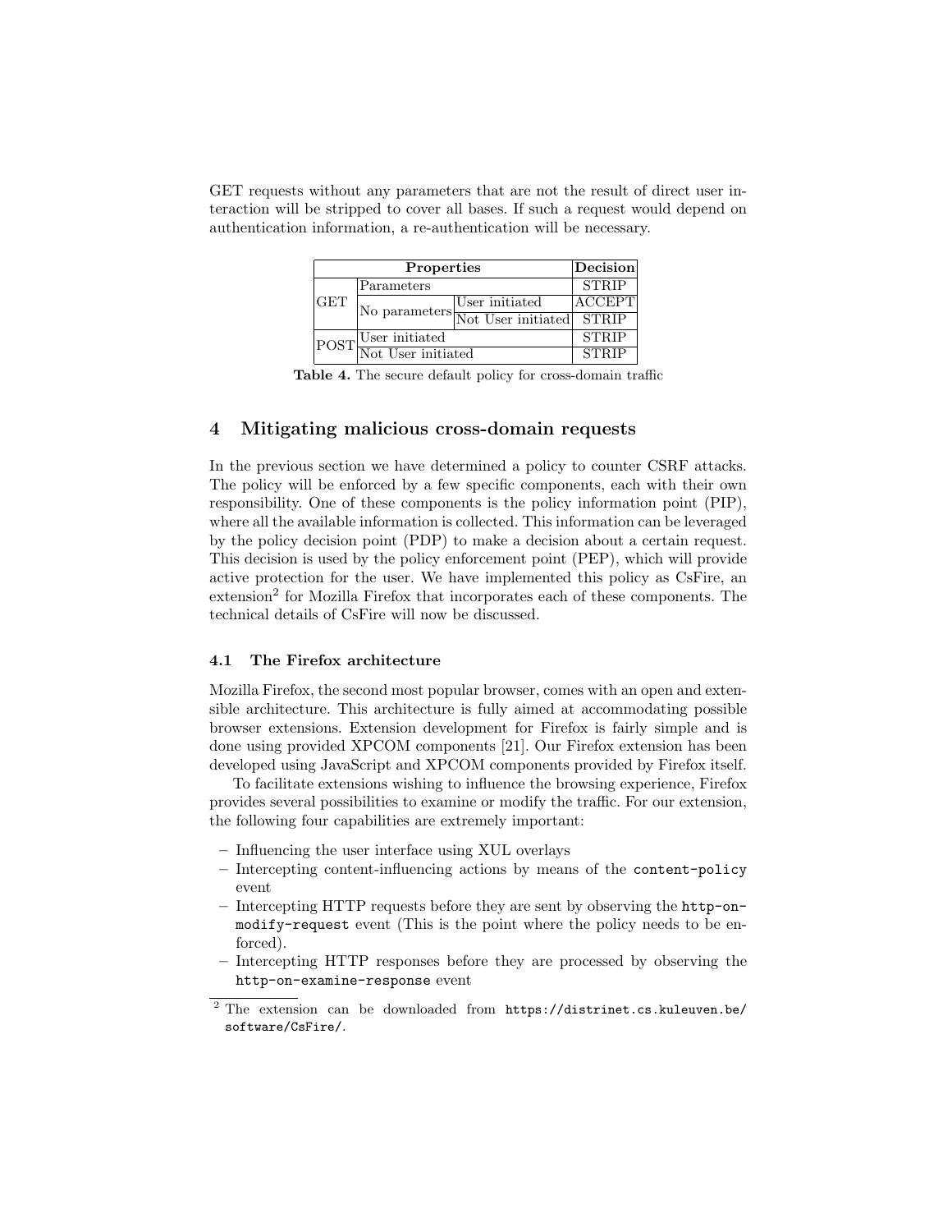GET requests without any parameters that are not the result of direct user interaction will be stripped to cover all bases. If such a request would depend on authentication information, a re-authentication will be necessary.

| **Properties** | | | **Decision** |
|---|---|---|---|
| GET | Parameters | | STRIP |
| | No parameters | User initiated | ACCEPT |
| | | Not User initiated | STRIP |
| POST | User initiated | | STRIP |
| | Not User initiated | | STRIP |

**Table 4.** The secure default policy for cross-domain traffic

## 4 Mitigating malicious cross-domain requests

In the previous section we have determined a policy to counter CSRF attacks. The policy will be enforced by a few specific components, each with their own responsibility. One of these components is the policy information point (PIP), where all the available information is collected. This information can be leveraged by the policy decision point (PDP) to make a decision about a certain request. This decision is used by the policy enforcement point (PEP), which will provide active protection for the user. We have implemented this policy as CsFire, an extension[2] for Mozilla Firefox that incorporates each of these components. The technical details of CsFire will now be discussed.

### 4.1 The Firefox architecture

Mozilla Firefox, the second most popular browser, comes with an open and extensible architecture. This architecture is fully aimed at accommodating possible browser extensions. Extension development for Firefox is fairly simple and is done using provided XPCOM components [21]. Our Firefox extension has been developed using JavaScript and XPCOM components provided by Firefox itself.

To facilitate extensions wishing to influence the browsing experience, Firefox provides several possibilities to examine or modify the traffic. For our extension, the following four capabilities are extremely important:

- Influencing the user interface using XUL overlays
- Intercepting content-influencing actions by means of the `content-policy` event
- Intercepting HTTP requests before they are sent by observing the `http-on-modify-request` event (This is the point where the policy needs to be enforced).
- Intercepting HTTP responses before they are processed by observing the `http-on-examine-response` event

[2] The extension can be downloaded from `https://distrinet.cs.kuleuven.be/software/CsFire/`.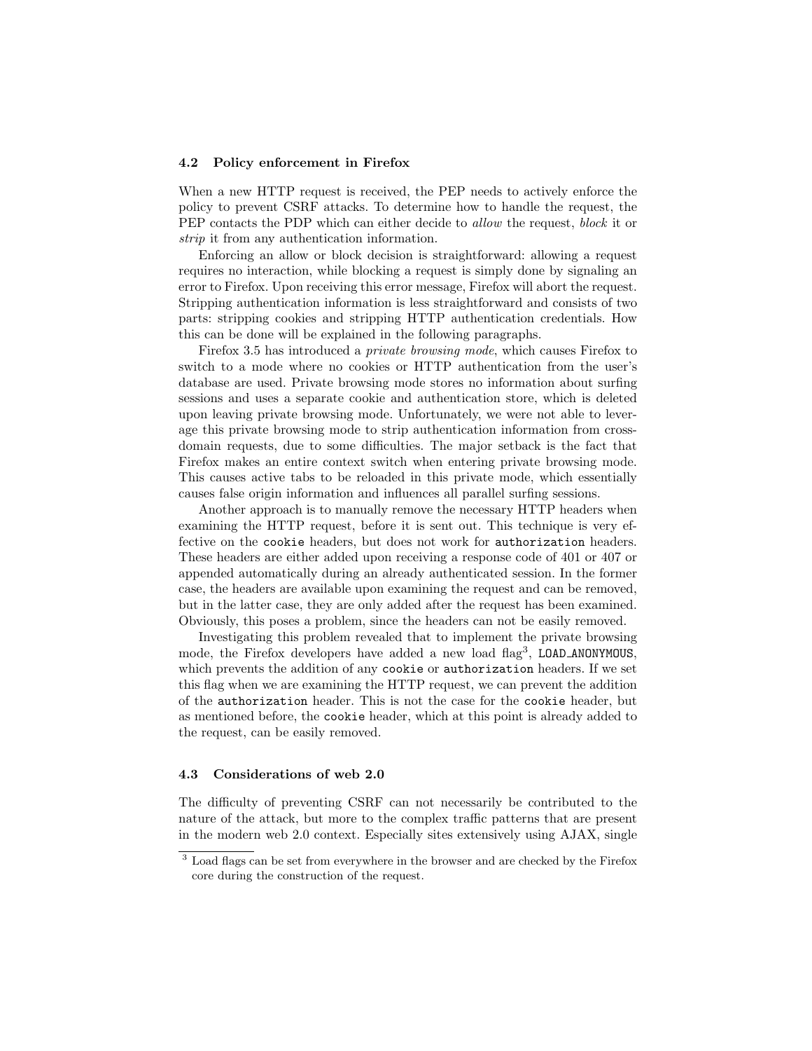### 4.2 Policy enforcement in Firefox

When a new HTTP request is received, the PEP needs to actively enforce the policy to prevent CSRF attacks. To determine how to handle the request, the PEP contacts the PDP which can either decide to *allow* the request, *block* it or *strip* it from any authentication information.

Enforcing an allow or block decision is straightforward: allowing a request requires no interaction, while blocking a request is simply done by signaling an error to Firefox. Upon receiving this error message, Firefox will abort the request. Stripping authentication information is less straightforward and consists of two parts: stripping cookies and stripping HTTP authentication credentials. How this can be done will be explained in the following paragraphs.

Firefox 3.5 has introduced a *private browsing mode*, which causes Firefox to switch to a mode where no cookies or HTTP authentication from the user's database are used. Private browsing mode stores no information about surfing sessions and uses a separate cookie and authentication store, which is deleted upon leaving private browsing mode. Unfortunately, we were not able to leverage this private browsing mode to strip authentication information from cross-domain requests, due to some difficulties. The major setback is the fact that Firefox makes an entire context switch when entering private browsing mode. This causes active tabs to be reloaded in this private mode, which essentially causes false origin information and influences all parallel surfing sessions.

Another approach is to manually remove the necessary HTTP headers when examining the HTTP request, before it is sent out. This technique is very effective on the `cookie` headers, but does not work for `authorization` headers. These headers are either added upon receiving a response code of 401 or 407 or appended automatically during an already authenticated session. In the former case, the headers are available upon examining the request and can be removed, but in the latter case, they are only added after the request has been examined. Obviously, this poses a problem, since the headers can not be easily removed.

Investigating this problem revealed that to implement the private browsing mode, the Firefox developers have added a new load flag[3], `LOAD_ANONYMOUS`, which prevents the addition of any `cookie` or `authorization` headers. If we set this flag when we are examining the HTTP request, we can prevent the addition of the `authorization` header. This is not the case for the `cookie` header, but as mentioned before, the `cookie` header, which at this point is already added to the request, can be easily removed.

### 4.3 Considerations of web 2.0

The difficulty of preventing CSRF can not necessarily be contributed to the nature of the attack, but more to the complex traffic patterns that are present in the modern web 2.0 context. Especially sites extensively using AJAX, single

[3] Load flags can be set from everywhere in the browser and are checked by the Firefox core during the construction of the request.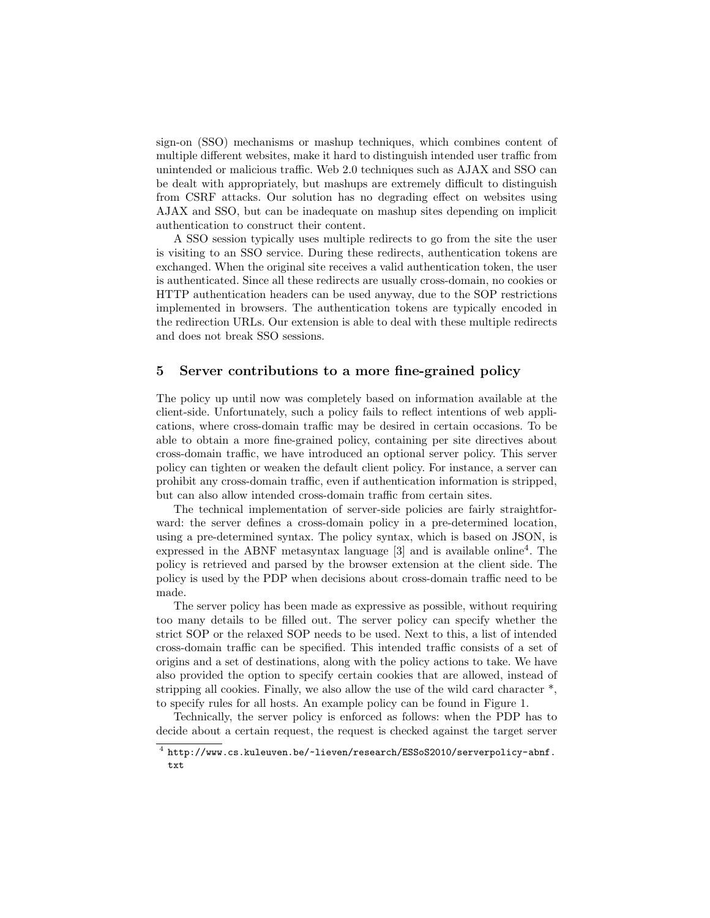sign-on (SSO) mechanisms or mashup techniques, which combines content of multiple different websites, make it hard to distinguish intended user traffic from unintended or malicious traffic. Web 2.0 techniques such as AJAX and SSO can be dealt with appropriately, but mashups are extremely difficult to distinguish from CSRF attacks. Our solution has no degrading effect on websites using AJAX and SSO, but can be inadequate on mashup sites depending on implicit authentication to construct their content.

A SSO session typically uses multiple redirects to go from the site the user is visiting to an SSO service. During these redirects, authentication tokens are exchanged. When the original site receives a valid authentication token, the user is authenticated. Since all these redirects are usually cross-domain, no cookies or HTTP authentication headers can be used anyway, due to the SOP restrictions implemented in browsers. The authentication tokens are typically encoded in the redirection URLs. Our extension is able to deal with these multiple redirects and does not break SSO sessions.

## 5 Server contributions to a more fine-grained policy

The policy up until now was completely based on information available at the client-side. Unfortunately, such a policy fails to reflect intentions of web applications, where cross-domain traffic may be desired in certain occasions. To be able to obtain a more fine-grained policy, containing per site directives about cross-domain traffic, we have introduced an optional server policy. This server policy can tighten or weaken the default client policy. For instance, a server can prohibit any cross-domain traffic, even if authentication information is stripped, but can also allow intended cross-domain traffic from certain sites.

The technical implementation of server-side policies are fairly straightforward: the server defines a cross-domain policy in a pre-determined location, using a pre-determined syntax. The policy syntax, which is based on JSON, is expressed in the ABNF metasyntax language [3] and is available online[4]. The policy is retrieved and parsed by the browser extension at the client side. The policy is used by the PDP when decisions about cross-domain traffic need to be made.

The server policy has been made as expressive as possible, without requiring too many details to be filled out. The server policy can specify whether the strict SOP or the relaxed SOP needs to be used. Next to this, a list of intended cross-domain traffic can be specified. This intended traffic consists of a set of origins and a set of destinations, along with the policy actions to take. We have also provided the option to specify certain cookies that are allowed, instead of stripping all cookies. Finally, we also allow the use of the wild card character *, to specify rules for all hosts. An example policy can be found in Figure 1.

Technically, the server policy is enforced as follows: when the PDP has to decide about a certain request, the request is checked against the target server

[4] http://www.cs.kuleuven.be/~lieven/research/ESSoS2010/serverpolicy-abnf.txt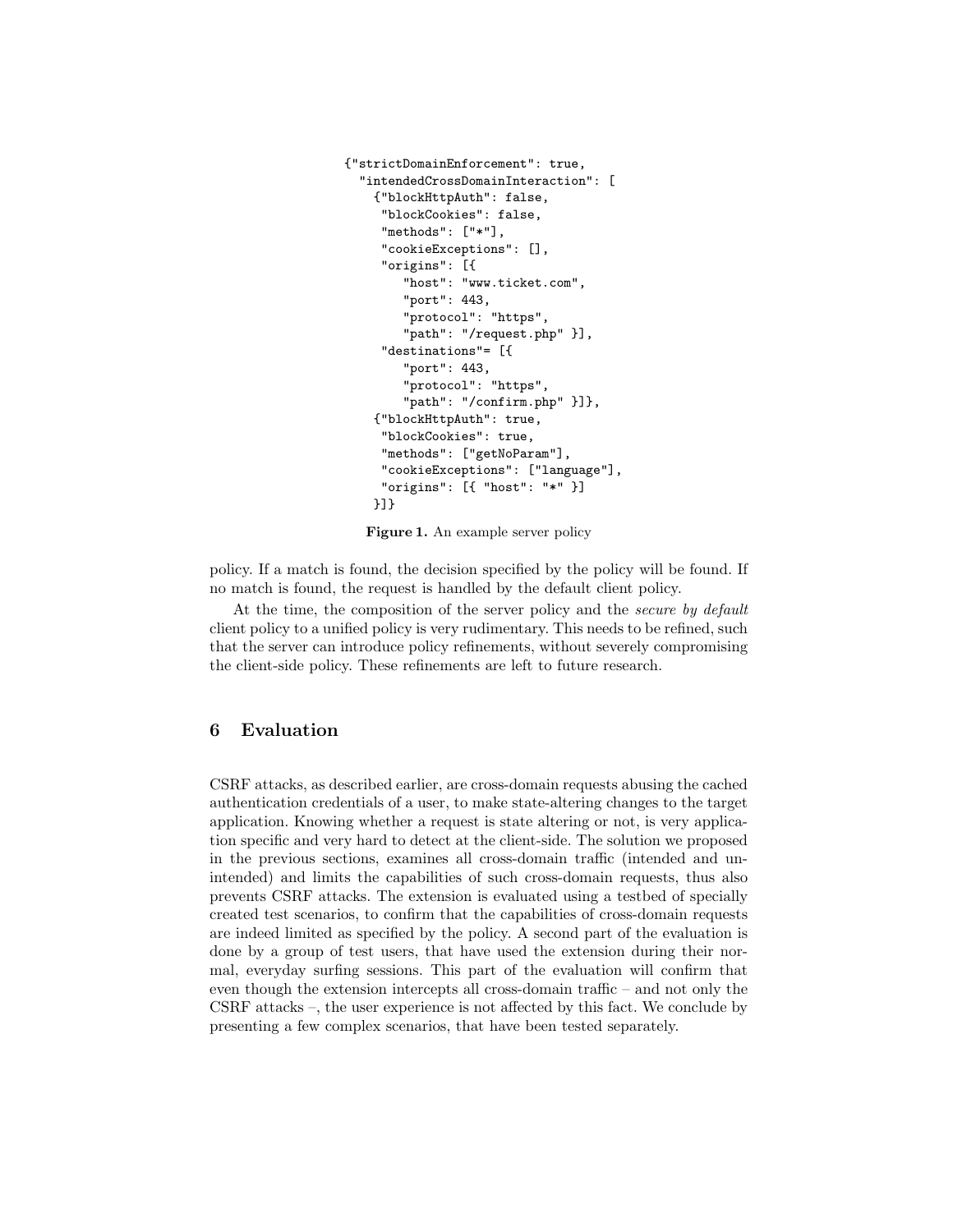```
{"strictDomainEnforcement": true,
  "intendedCrossDomainInteraction": [
    {"blockHttpAuth": false,
     "blockCookies": false,
     "methods": ["*"],
     "cookieExceptions": [],
     "origins": [{
        "host": "www.ticket.com",
        "port": 443,
        "protocol": "https",
        "path": "/request.php" }],
     "destinations"= [{
        "port": 443,
        "protocol": "https",
        "path": "/confirm.php" }]},
    {"blockHttpAuth": true,
     "blockCookies": true,
     "methods": ["getNoParam"],
     "cookieExceptions": ["language"],
     "origins": [{ "host": "*" }]
    }]}
```

**Figure 1.** An example server policy

policy. If a match is found, the decision specified by the policy will be found. If no match is found, the request is handled by the default client policy.

At the time, the composition of the server policy and the *secure by default* client policy to a unified policy is very rudimentary. This needs to be refined, such that the server can introduce policy refinements, without severely compromising the client-side policy. These refinements are left to future research.

## 6 Evaluation

CSRF attacks, as described earlier, are cross-domain requests abusing the cached authentication credentials of a user, to make state-altering changes to the target application. Knowing whether a request is state altering or not, is very application specific and very hard to detect at the client-side. The solution we proposed in the previous sections, examines all cross-domain traffic (intended and unintended) and limits the capabilities of such cross-domain requests, thus also prevents CSRF attacks. The extension is evaluated using a testbed of specially created test scenarios, to confirm that the capabilities of cross-domain requests are indeed limited as specified by the policy. A second part of the evaluation is done by a group of test users, that have used the extension during their normal, everyday surfing sessions. This part of the evaluation will confirm that even though the extension intercepts all cross-domain traffic – and not only the CSRF attacks –, the user experience is not affected by this fact. We conclude by presenting a few complex scenarios, that have been tested separately.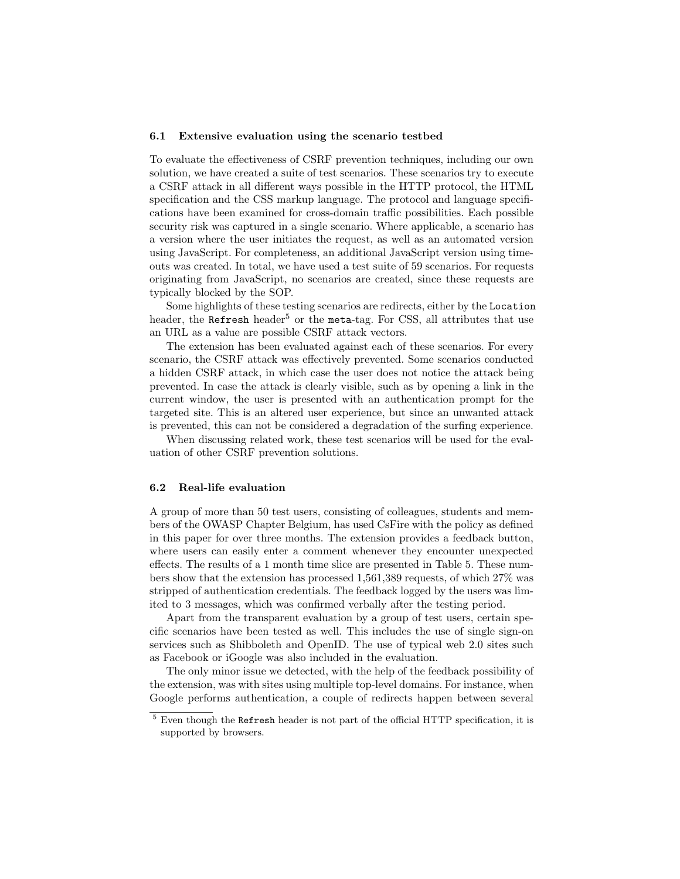### 6.1 Extensive evaluation using the scenario testbed

To evaluate the effectiveness of CSRF prevention techniques, including our own solution, we have created a suite of test scenarios. These scenarios try to execute a CSRF attack in all different ways possible in the HTTP protocol, the HTML specification and the CSS markup language. The protocol and language specifications have been examined for cross-domain traffic possibilities. Each possible security risk was captured in a single scenario. Where applicable, a scenario has a version where the user initiates the request, as well as an automated version using JavaScript. For completeness, an additional JavaScript version using timeouts was created. In total, we have used a test suite of 59 scenarios. For requests originating from JavaScript, no scenarios are created, since these requests are typically blocked by the SOP.

Some highlights of these testing scenarios are redirects, either by the `Location` header, the `Refresh` header[5] or the `meta`-tag. For CSS, all attributes that use an URL as a value are possible CSRF attack vectors.

The extension has been evaluated against each of these scenarios. For every scenario, the CSRF attack was effectively prevented. Some scenarios conducted a hidden CSRF attack, in which case the user does not notice the attack being prevented. In case the attack is clearly visible, such as by opening a link in the current window, the user is presented with an authentication prompt for the targeted site. This is an altered user experience, but since an unwanted attack is prevented, this can not be considered a degradation of the surfing experience.

When discussing related work, these test scenarios will be used for the evaluation of other CSRF prevention solutions.

### 6.2 Real-life evaluation

A group of more than 50 test users, consisting of colleagues, students and members of the OWASP Chapter Belgium, has used CsFire with the policy as defined in this paper for over three months. The extension provides a feedback button, where users can easily enter a comment whenever they encounter unexpected effects. The results of a 1 month time slice are presented in Table 5. These numbers show that the extension has processed 1,561,389 requests, of which 27% was stripped of authentication credentials. The feedback logged by the users was limited to 3 messages, which was confirmed verbally after the testing period.

Apart from the transparent evaluation by a group of test users, certain specific scenarios have been tested as well. This includes the use of single sign-on services such as Shibboleth and OpenID. The use of typical web 2.0 sites such as Facebook or iGoogle was also included in the evaluation.

The only minor issue we detected, with the help of the feedback possibility of the extension, was with sites using multiple top-level domains. For instance, when Google performs authentication, a couple of redirects happen between several

[5] Even though the `Refresh` header is not part of the official HTTP specification, it is supported by browsers.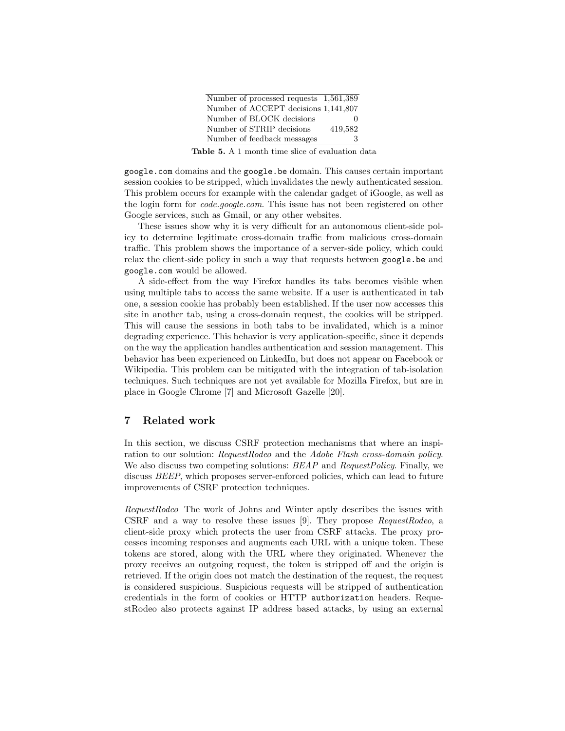| | |
|---|---|
| Number of processed requests | 1,561,389 |
| Number of ACCEPT decisions | 1,141,807 |
| Number of BLOCK decisions | 0 |
| Number of STRIP decisions | 419,582 |
| Number of feedback messages | 3 |

**Table 5.** A 1 month time slice of evaluation data

google.com domains and the google.be domain. This causes certain important session cookies to be stripped, which invalidates the newly authenticated session. This problem occurs for example with the calendar gadget of iGoogle, as well as the login form for *code.google.com*. This issue has not been registered on other Google services, such as Gmail, or any other websites.

These issues show why it is very difficult for an autonomous client-side policy to determine legitimate cross-domain traffic from malicious cross-domain traffic. This problem shows the importance of a server-side policy, which could relax the client-side policy in such a way that requests between google.be and google.com would be allowed.

A side-effect from the way Firefox handles its tabs becomes visible when using multiple tabs to access the same website. If a user is authenticated in tab one, a session cookie has probably been established. If the user now accesses this site in another tab, using a cross-domain request, the cookies will be stripped. This will cause the sessions in both tabs to be invalidated, which is a minor degrading experience. This behavior is very application-specific, since it depends on the way the application handles authentication and session management. This behavior has been experienced on LinkedIn, but does not appear on Facebook or Wikipedia. This problem can be mitigated with the integration of tab-isolation techniques. Such techniques are not yet available for Mozilla Firefox, but are in place in Google Chrome [7] and Microsoft Gazelle [20].

## 7 Related work

In this section, we discuss CSRF protection mechanisms that where an inspiration to our solution: *RequestRodeo* and the *Adobe Flash cross-domain policy*. We also discuss two competing solutions: *BEAP* and *RequestPolicy*. Finally, we discuss *BEEP*, which proposes server-enforced policies, which can lead to future improvements of CSRF protection techniques.

*RequestRodeo* The work of Johns and Winter aptly describes the issues with CSRF and a way to resolve these issues [9]. They propose *RequestRodeo*, a client-side proxy which protects the user from CSRF attacks. The proxy processes incoming responses and augments each URL with a unique token. These tokens are stored, along with the URL where they originated. Whenever the proxy receives an outgoing request, the token is stripped off and the origin is retrieved. If the origin does not match the destination of the request, the request is considered suspicious. Suspicious requests will be stripped of authentication credentials in the form of cookies or HTTP authorization headers. RequestRodeo also protects against IP address based attacks, by using an external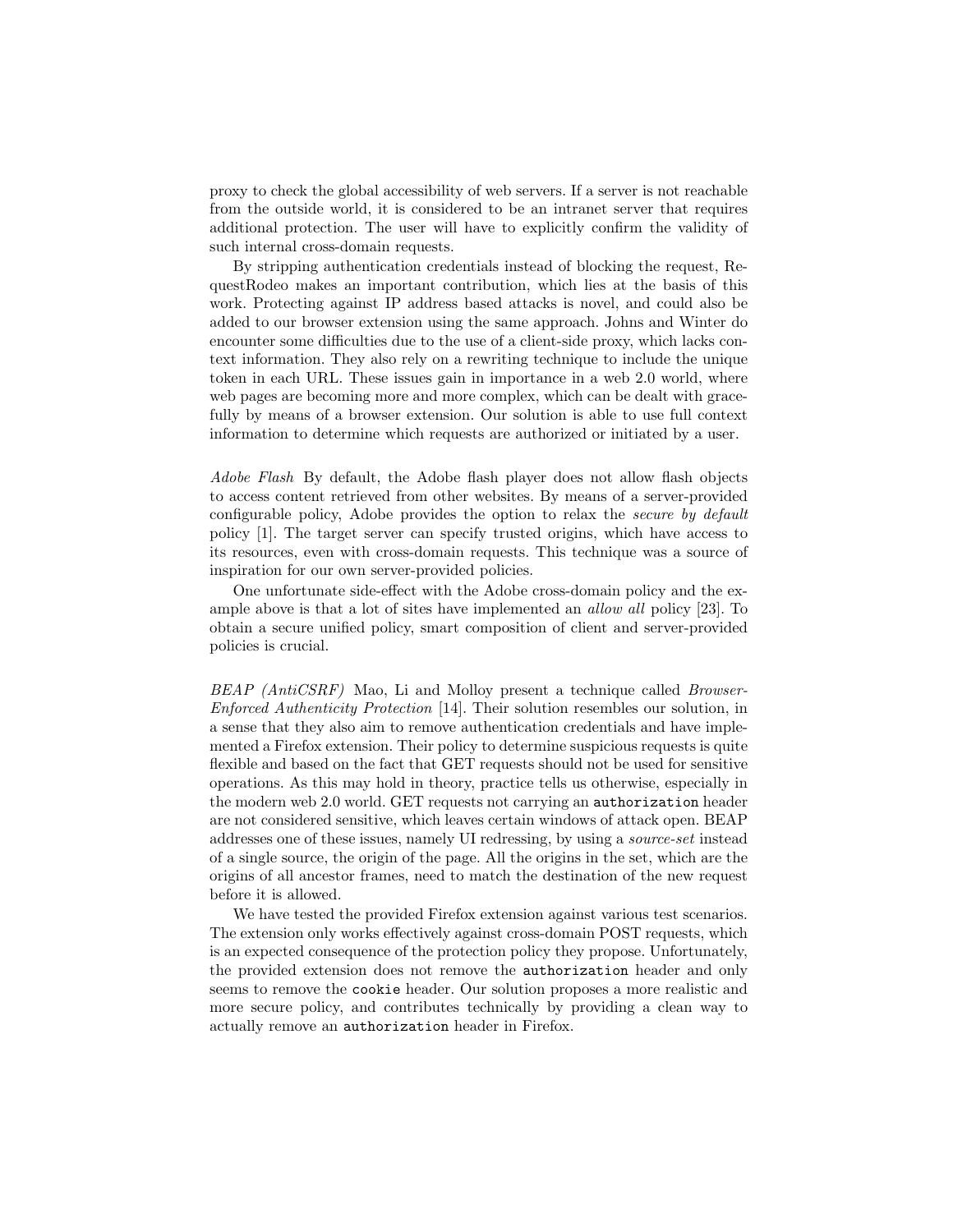proxy to check the global accessibility of web servers. If a server is not reachable from the outside world, it is considered to be an intranet server that requires additional protection. The user will have to explicitly confirm the validity of such internal cross-domain requests.

By stripping authentication credentials instead of blocking the request, RequestRodeo makes an important contribution, which lies at the basis of this work. Protecting against IP address based attacks is novel, and could also be added to our browser extension using the same approach. Johns and Winter do encounter some difficulties due to the use of a client-side proxy, which lacks context information. They also rely on a rewriting technique to include the unique token in each URL. These issues gain in importance in a web 2.0 world, where web pages are becoming more and more complex, which can be dealt with gracefully by means of a browser extension. Our solution is able to use full context information to determine which requests are authorized or initiated by a user.

*Adobe Flash* By default, the Adobe flash player does not allow flash objects to access content retrieved from other websites. By means of a server-provided configurable policy, Adobe provides the option to relax the *secure by default* policy [1]. The target server can specify trusted origins, which have access to its resources, even with cross-domain requests. This technique was a source of inspiration for our own server-provided policies.

One unfortunate side-effect with the Adobe cross-domain policy and the example above is that a lot of sites have implemented an *allow all* policy [23]. To obtain a secure unified policy, smart composition of client and server-provided policies is crucial.

*BEAP (AntiCSRF)* Mao, Li and Molloy present a technique called *Browser-Enforced Authenticity Protection* [14]. Their solution resembles our solution, in a sense that they also aim to remove authentication credentials and have implemented a Firefox extension. Their policy to determine suspicious requests is quite flexible and based on the fact that GET requests should not be used for sensitive operations. As this may hold in theory, practice tells us otherwise, especially in the modern web 2.0 world. GET requests not carrying an `authorization` header are not considered sensitive, which leaves certain windows of attack open. BEAP addresses one of these issues, namely UI redressing, by using a *source-set* instead of a single source, the origin of the page. All the origins in the set, which are the origins of all ancestor frames, need to match the destination of the new request before it is allowed.

We have tested the provided Firefox extension against various test scenarios. The extension only works effectively against cross-domain POST requests, which is an expected consequence of the protection policy they propose. Unfortunately, the provided extension does not remove the `authorization` header and only seems to remove the `cookie` header. Our solution proposes a more realistic and more secure policy, and contributes technically by providing a clean way to actually remove an `authorization` header in Firefox.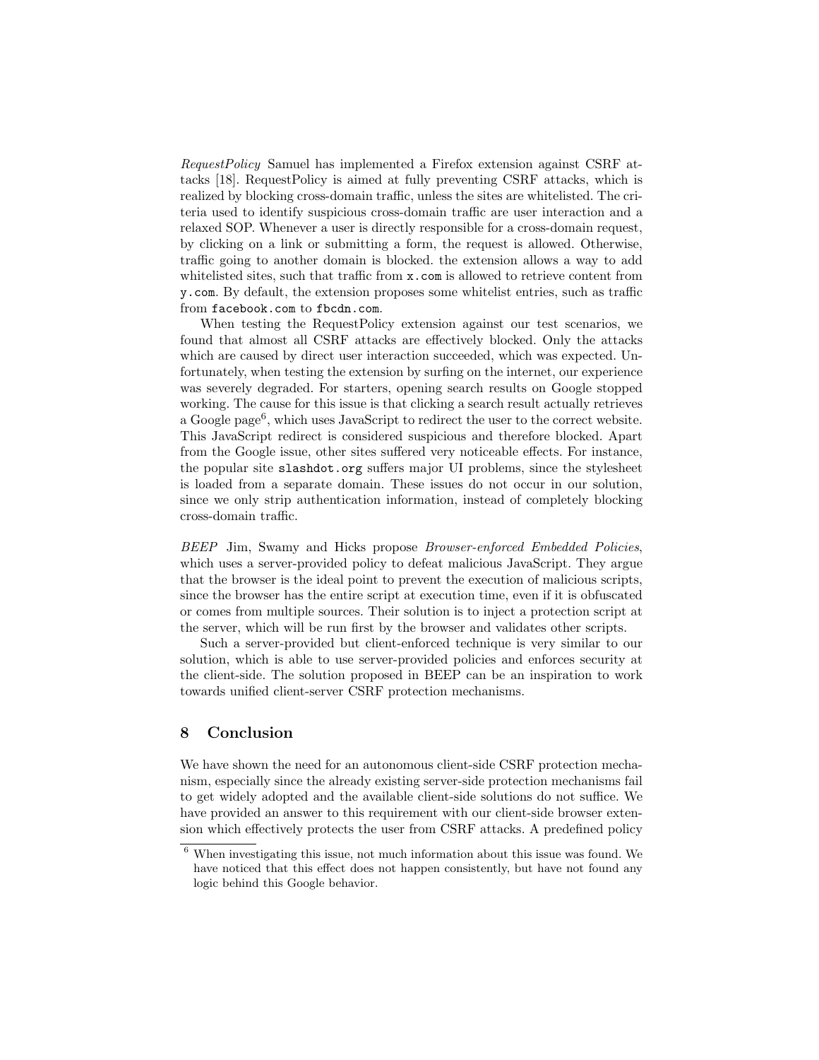*RequestPolicy* Samuel has implemented a Firefox extension against CSRF attacks [18]. RequestPolicy is aimed at fully preventing CSRF attacks, which is realized by blocking cross-domain traffic, unless the sites are whitelisted. The criteria used to identify suspicious cross-domain traffic are user interaction and a relaxed SOP. Whenever a user is directly responsible for a cross-domain request, by clicking on a link or submitting a form, the request is allowed. Otherwise, traffic going to another domain is blocked. the extension allows a way to add whitelisted sites, such that traffic from `x.com` is allowed to retrieve content from `y.com`. By default, the extension proposes some whitelist entries, such as traffic from `facebook.com` to `fbcdn.com`.

When testing the RequestPolicy extension against our test scenarios, we found that almost all CSRF attacks are effectively blocked. Only the attacks which are caused by direct user interaction succeeded, which was expected. Unfortunately, when testing the extension by surfing on the internet, our experience was severely degraded. For starters, opening search results on Google stopped working. The cause for this issue is that clicking a search result actually retrieves a Google page[6], which uses JavaScript to redirect the user to the correct website. This JavaScript redirect is considered suspicious and therefore blocked. Apart from the Google issue, other sites suffered very noticeable effects. For instance, the popular site `slashdot.org` suffers major UI problems, since the stylesheet is loaded from a separate domain. These issues do not occur in our solution, since we only strip authentication information, instead of completely blocking cross-domain traffic.

*BEEP* Jim, Swamy and Hicks propose *Browser-enforced Embedded Policies*, which uses a server-provided policy to defeat malicious JavaScript. They argue that the browser is the ideal point to prevent the execution of malicious scripts, since the browser has the entire script at execution time, even if it is obfuscated or comes from multiple sources. Their solution is to inject a protection script at the server, which will be run first by the browser and validates other scripts.

Such a server-provided but client-enforced technique is very similar to our solution, which is able to use server-provided policies and enforces security at the client-side. The solution proposed in BEEP can be an inspiration to work towards unified client-server CSRF protection mechanisms.

## 8 Conclusion

We have shown the need for an autonomous client-side CSRF protection mechanism, especially since the already existing server-side protection mechanisms fail to get widely adopted and the available client-side solutions do not suffice. We have provided an answer to this requirement with our client-side browser extension which effectively protects the user from CSRF attacks. A predefined policy

[6] When investigating this issue, not much information about this issue was found. We have noticed that this effect does not happen consistently, but have not found any logic behind this Google behavior.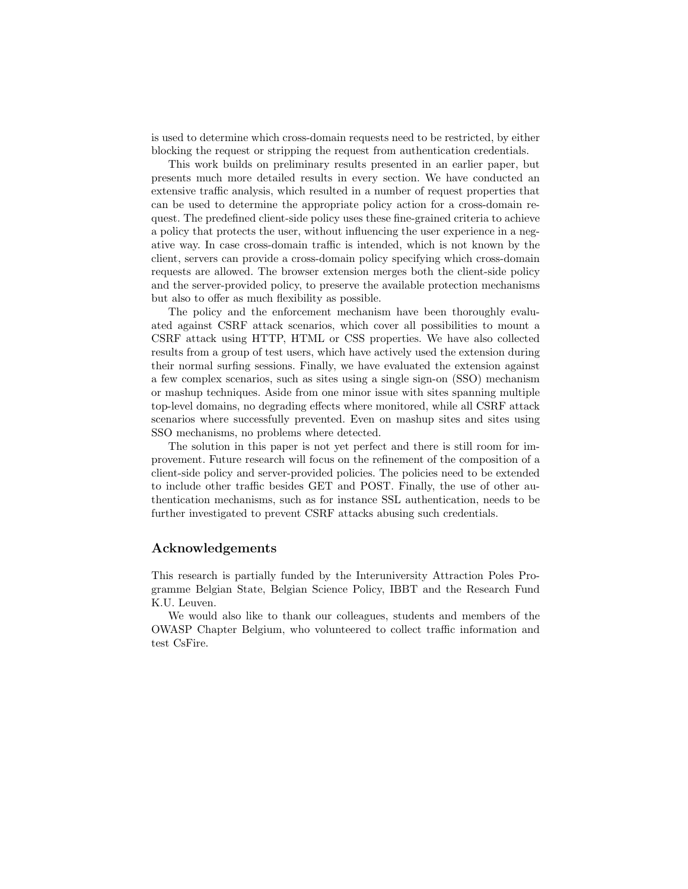is used to determine which cross-domain requests need to be restricted, by either blocking the request or stripping the request from authentication credentials.

This work builds on preliminary results presented in an earlier paper, but presents much more detailed results in every section. We have conducted an extensive traffic analysis, which resulted in a number of request properties that can be used to determine the appropriate policy action for a cross-domain request. The predefined client-side policy uses these fine-grained criteria to achieve a policy that protects the user, without influencing the user experience in a negative way. In case cross-domain traffic is intended, which is not known by the client, servers can provide a cross-domain policy specifying which cross-domain requests are allowed. The browser extension merges both the client-side policy and the server-provided policy, to preserve the available protection mechanisms but also to offer as much flexibility as possible.

The policy and the enforcement mechanism have been thoroughly evaluated against CSRF attack scenarios, which cover all possibilities to mount a CSRF attack using HTTP, HTML or CSS properties. We have also collected results from a group of test users, which have actively used the extension during their normal surfing sessions. Finally, we have evaluated the extension against a few complex scenarios, such as sites using a single sign-on (SSO) mechanism or mashup techniques. Aside from one minor issue with sites spanning multiple top-level domains, no degrading effects where monitored, while all CSRF attack scenarios where successfully prevented. Even on mashup sites and sites using SSO mechanisms, no problems where detected.

The solution in this paper is not yet perfect and there is still room for improvement. Future research will focus on the refinement of the composition of a client-side policy and server-provided policies. The policies need to be extended to include other traffic besides GET and POST. Finally, the use of other authentication mechanisms, such as for instance SSL authentication, needs to be further investigated to prevent CSRF attacks abusing such credentials.

## Acknowledgements

This research is partially funded by the Interuniversity Attraction Poles Programme Belgian State, Belgian Science Policy, IBBT and the Research Fund K.U. Leuven.

We would also like to thank our colleagues, students and members of the OWASP Chapter Belgium, who volunteered to collect traffic information and test CsFire.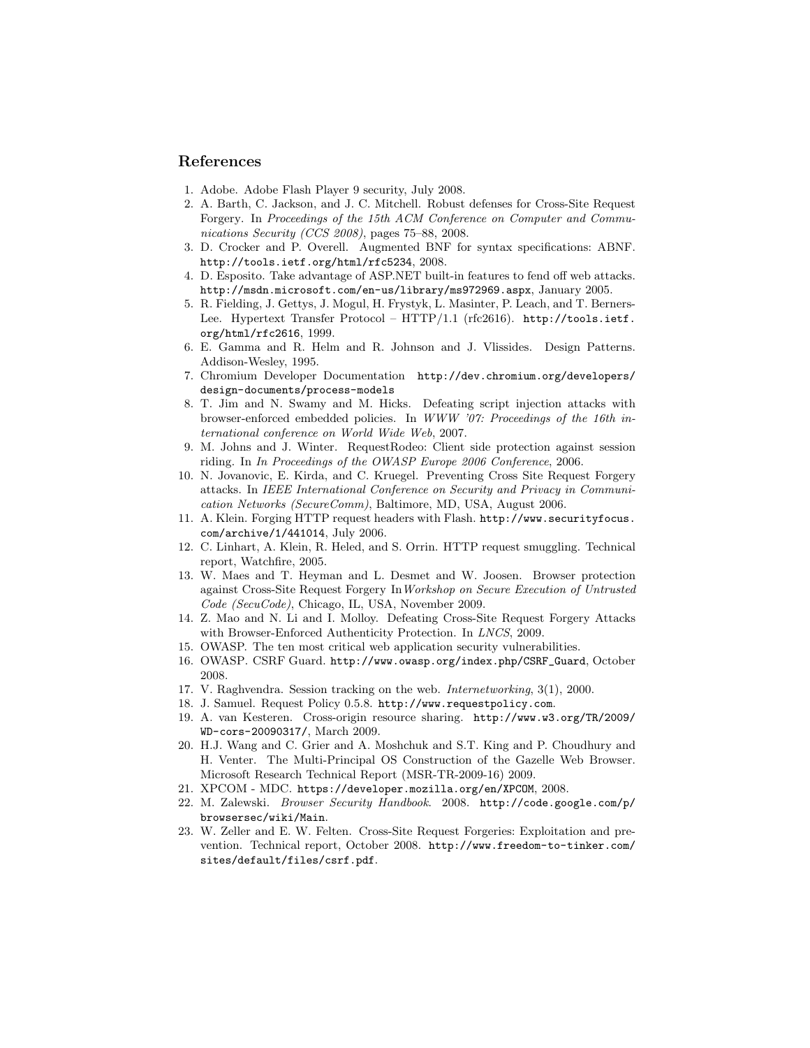## References

1. Adobe. Adobe Flash Player 9 security, July 2008.
2. A. Barth, C. Jackson, and J. C. Mitchell. Robust defenses for Cross-Site Request Forgery. In *Proceedings of the 15th ACM Conference on Computer and Communications Security (CCS 2008)*, pages 75–88, 2008.
3. D. Crocker and P. Overell. Augmented BNF for syntax specifications: ABNF. `http://tools.ietf.org/html/rfc5234`, 2008.
4. D. Esposito. Take advantage of ASP.NET built-in features to fend off web attacks. `http://msdn.microsoft.com/en-us/library/ms972969.aspx`, January 2005.
5. R. Fielding, J. Gettys, J. Mogul, H. Frystyk, L. Masinter, P. Leach, and T. Berners-Lee. Hypertext Transfer Protocol – HTTP/1.1 (rfc2616). `http://tools.ietf.org/html/rfc2616`, 1999.
6. E. Gamma and R. Helm and R. Johnson and J. Vlissides. Design Patterns. Addison-Wesley, 1995.
7. Chromium Developer Documentation `http://dev.chromium.org/developers/design-documents/process-models`
8. T. Jim and N. Swamy and M. Hicks. Defeating script injection attacks with browser-enforced embedded policies. In *WWW '07: Proceedings of the 16th international conference on World Wide Web*, 2007.
9. M. Johns and J. Winter. RequestRodeo: Client side protection against session riding. In *In Proceedings of the OWASP Europe 2006 Conference*, 2006.
10. N. Jovanovic, E. Kirda, and C. Kruegel. Preventing Cross Site Request Forgery attacks. In *IEEE International Conference on Security and Privacy in Communication Networks (SecureComm)*, Baltimore, MD, USA, August 2006.
11. A. Klein. Forging HTTP request headers with Flash. `http://www.securityfocus.com/archive/1/441014`, July 2006.
12. C. Linhart, A. Klein, R. Heled, and S. Orrin. HTTP request smuggling. Technical report, Watchfire, 2005.
13. W. Maes and T. Heyman and L. Desmet and W. Joosen. Browser protection against Cross-Site Request Forgery In *Workshop on Secure Execution of Untrusted Code (SecuCode)*, Chicago, IL, USA, November 2009.
14. Z. Mao and N. Li and I. Molloy. Defeating Cross-Site Request Forgery Attacks with Browser-Enforced Authenticity Protection. In *LNCS*, 2009.
15. OWASP. The ten most critical web application security vulnerabilities.
16. OWASP. CSRF Guard. `http://www.owasp.org/index.php/CSRF_Guard`, October 2008.
17. V. Raghvendra. Session tracking on the web. *Internetworking*, 3(1), 2000.
18. J. Samuel. Request Policy 0.5.8. `http://www.requestpolicy.com`.
19. A. van Kesteren. Cross-origin resource sharing. `http://www.w3.org/TR/2009/WD-cors-20090317/`, March 2009.
20. H.J. Wang and C. Grier and A. Moshchuk and S.T. King and P. Choudhury and H. Venter. The Multi-Principal OS Construction of the Gazelle Web Browser. Microsoft Research Technical Report (MSR-TR-2009-16) 2009.
21. XPCOM - MDC. `https://developer.mozilla.org/en/XPCOM`, 2008.
22. M. Zalewski. *Browser Security Handbook*. 2008. `http://code.google.com/p/browsersec/wiki/Main`.
23. W. Zeller and E. W. Felten. Cross-Site Request Forgeries: Exploitation and prevention. Technical report, October 2008. `http://www.freedom-to-tinker.com/sites/default/files/csrf.pdf`.